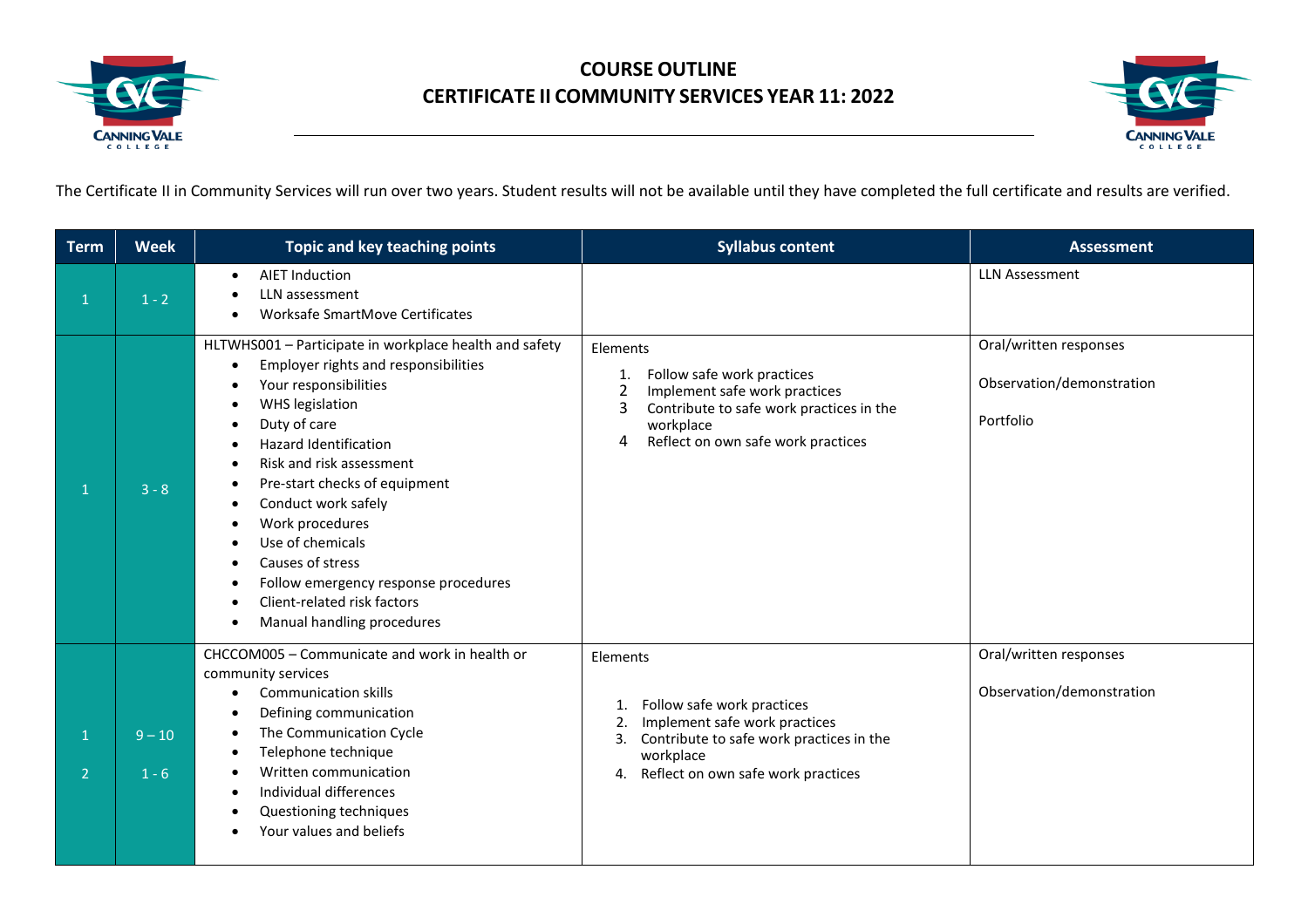# COURSE OUTLINE
# CERTIFICATE II COMMUNITY SERVICES YEAR 11: 2022

The Certificate II in Community Services will run over two years. Student results will not be available until they have completed the full certificate and results are verified.

| Term | Week | Topic and key teaching points | Syllabus content | Assessment |
|---|---|---|---|---|
| 1 | 1 - 2 | • AIET Induction<br>• LLN assessment<br>• Worksafe SmartMove Certificates | | LLN Assessment |
| 1 | 3 - 8 | HLTWHS001 – Participate in workplace health and safety<br>• Employer rights and responsibilities<br>• Your responsibilities<br>• WHS legislation<br>• Duty of care<br>• Hazard Identification<br>• Risk and risk assessment<br>• Pre-start checks of equipment<br>• Conduct work safely<br>• Work procedures<br>• Use of chemicals<br>• Causes of stress<br>• Follow emergency response procedures<br>• Client-related risk factors<br>• Manual handling procedures | Elements<br>1. Follow safe work practices<br>2 Implement safe work practices<br>3 Contribute to safe work practices in the workplace<br>4 Reflect on own safe work practices | Oral/written responses<br>Observation/demonstration<br>Portfolio |
| 1<br>2 | 9 – 10<br>1 - 6 | CHCCOM005 – Communicate and work in health or community services<br>• Communication skills<br>• Defining communication<br>• The Communication Cycle<br>• Telephone technique<br>• Written communication<br>• Individual differences<br>• Questioning techniques<br>• Your values and beliefs | Elements<br>1. Follow safe work practices<br>2. Implement safe work practices<br>3. Contribute to safe work practices in the workplace<br>4. Reflect on own safe work practices | Oral/written responses<br>Observation/demonstration |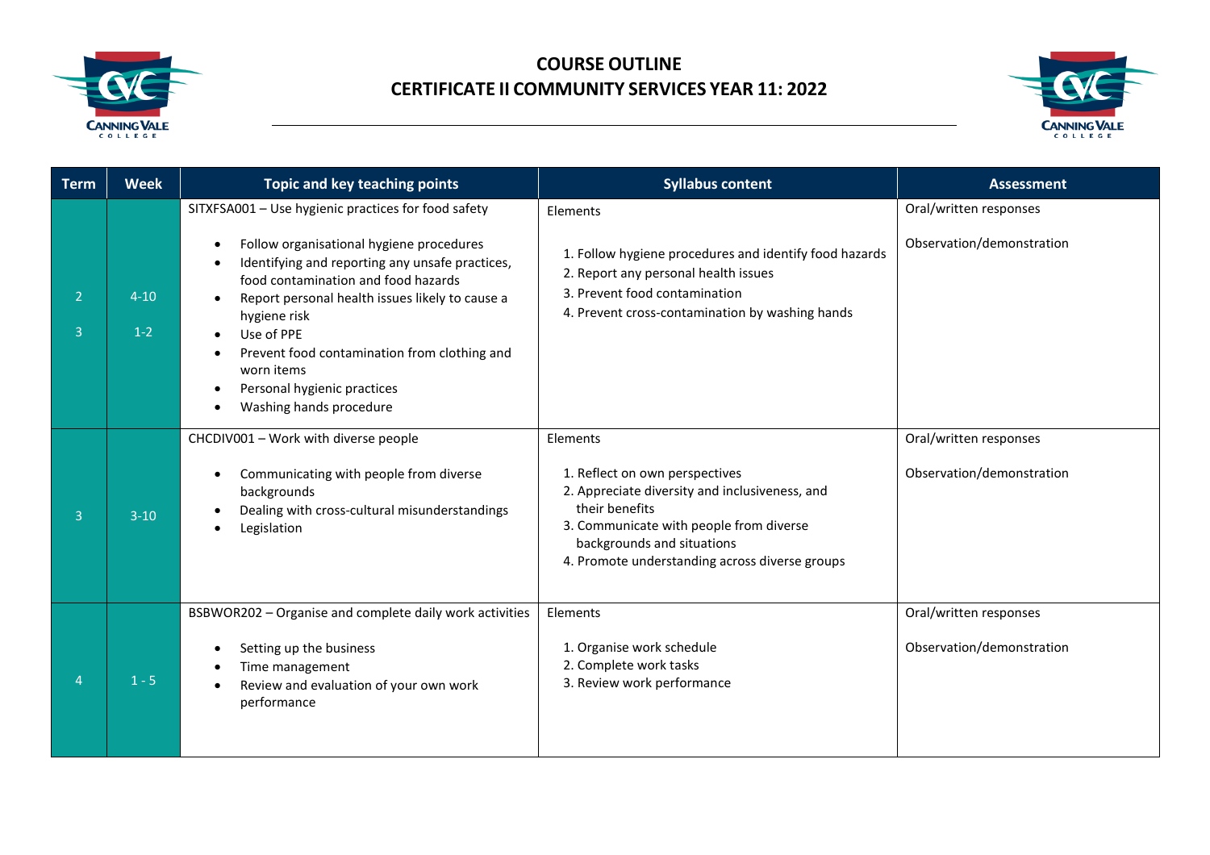# COURSE OUTLINE
# CERTIFICATE II COMMUNITY SERVICES YEAR 11: 2022

| Term | Week | Topic and key teaching points | Syllabus content | Assessment |
|---|---|---|---|---|
| 2<br>3 | 4-10<br>1-2 | SITXFSA001 – Use hygienic practices for food safety<br><br>• Follow organisational hygiene procedures<br>• Identifying and reporting any unsafe practices, food contamination and food hazards<br>• Report personal health issues likely to cause a hygiene risk<br>• Use of PPE<br>• Prevent food contamination from clothing and worn items<br>• Personal hygienic practices<br>• Washing hands procedure | Elements<br><br>1. Follow hygiene procedures and identify food hazards<br>2. Report any personal health issues<br>3. Prevent food contamination<br>4. Prevent cross-contamination by washing hands | Oral/written responses<br><br>Observation/demonstration |
| 3 | 3-10 | CHCDIV001 – Work with diverse people<br><br>• Communicating with people from diverse backgrounds<br>• Dealing with cross-cultural misunderstandings<br>• Legislation | Elements<br><br>1. Reflect on own perspectives<br>2. Appreciate diversity and inclusiveness, and their benefits<br>3. Communicate with people from diverse backgrounds and situations<br>4. Promote understanding across diverse groups | Oral/written responses<br><br>Observation/demonstration |
| 4 | 1 - 5 | BSBWOR202 – Organise and complete daily work activities<br><br>• Setting up the business<br>• Time management<br>• Review and evaluation of your own work performance | Elements<br><br>1. Organise work schedule<br>2. Complete work tasks<br>3. Review work performance | Oral/written responses<br><br>Observation/demonstration |